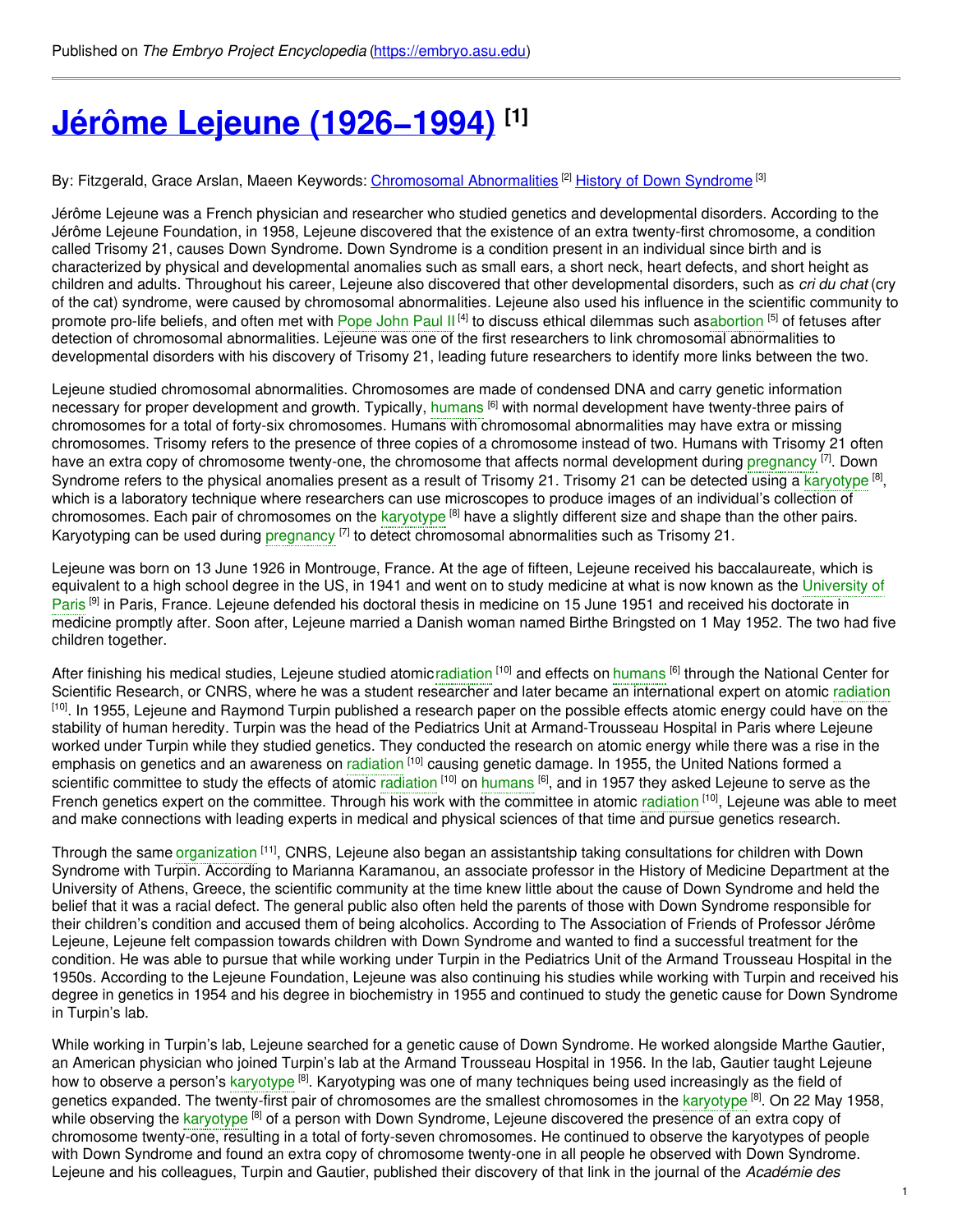Published on *The Embryo Project Encyclopedia* (https://embryo.asu.edu)

# Jérôme Lejeune (1926–1994) [1]

By: Fitzgerald, Grace Arslan, Maeen Keywords: Chromosomal Abnormalities [2] History of Down Syndrome [3]

Jérôme Lejeune was a French physician and researcher who studied genetics and developmental disorders. According to the Jérôme Lejeune Foundation, in 1958, Lejeune discovered that the existence of an extra twenty-first chromosome, a condition called Trisomy 21, causes Down Syndrome. Down Syndrome is a condition present in an individual since birth and is characterized by physical and developmental anomalies such as small ears, a short neck, heart defects, and short height as children and adults. Throughout his career, Lejeune also discovered that other developmental disorders, such as *cri du chat* (cry of the cat) syndrome, were caused by chromosomal abnormalities. Lejeune also used his influence in the scientific community to promote pro-life beliefs, and often met with Pope John Paul II [4] to discuss ethical dilemmas such asabortion [5] of fetuses after detection of chromosomal abnormalities. Lejeune was one of the first researchers to link chromosomal abnormalities to developmental disorders with his discovery of Trisomy 21, leading future researchers to identify more links between the two.

Lejeune studied chromosomal abnormalities. Chromosomes are made of condensed DNA and carry genetic information necessary for proper development and growth. Typically, humans [6] with normal development have twenty-three pairs of chromosomes for a total of forty-six chromosomes. Humans with chromosomal abnormalities may have extra or missing chromosomes. Trisomy refers to the presence of three copies of a chromosome instead of two. Humans with Trisomy 21 often have an extra copy of chromosome twenty-one, the chromosome that affects normal development during pregnancy [7]. Down Syndrome refers to the physical anomalies present as a result of Trisomy 21. Trisomy 21 can be detected using a karyotype [8], which is a laboratory technique where researchers can use microscopes to produce images of an individual's collection of chromosomes. Each pair of chromosomes on the karyotype [8] have a slightly different size and shape than the other pairs. Karyotyping can be used during pregnancy [7] to detect chromosomal abnormalities such as Trisomy 21.

Lejeune was born on 13 June 1926 in Montrouge, France. At the age of fifteen, Lejeune received his baccalaureate, which is equivalent to a high school degree in the US, in 1941 and went on to study medicine at what is now known as the University of Paris [9] in Paris, France. Lejeune defended his doctoral thesis in medicine on 15 June 1951 and received his doctorate in medicine promptly after. Soon after, Lejeune married a Danish woman named Birthe Bringsted on 1 May 1952. The two had five children together.

After finishing his medical studies, Lejeune studied atomicradiation [10] and effects on humans [6] through the National Center for Scientific Research, or CNRS, where he was a student researcher and later became an international expert on atomic radiation [10]. In 1955, Lejeune and Raymond Turpin published a research paper on the possible effects atomic energy could have on the stability of human heredity. Turpin was the head of the Pediatrics Unit at Armand-Trousseau Hospital in Paris where Lejeune worked under Turpin while they studied genetics. They conducted the research on atomic energy while there was a rise in the emphasis on genetics and an awareness on radiation [10] causing genetic damage. In 1955, the United Nations formed a scientific committee to study the effects of atomic radiation [10] on humans [6], and in 1957 they asked Lejeune to serve as the French genetics expert on the committee. Through his work with the committee in atomic radiation [10], Lejeune was able to meet and make connections with leading experts in medical and physical sciences of that time and pursue genetics research.

Through the same organization [11], CNRS, Lejeune also began an assistantship taking consultations for children with Down Syndrome with Turpin. According to Marianna Karamanou, an associate professor in the History of Medicine Department at the University of Athens, Greece, the scientific community at the time knew little about the cause of Down Syndrome and held the belief that it was a racial defect. The general public also often held the parents of those with Down Syndrome responsible for their children's condition and accused them of being alcoholics. According to The Association of Friends of Professor Jérôme Lejeune, Lejeune felt compassion towards children with Down Syndrome and wanted to find a successful treatment for the condition. He was able to pursue that while working under Turpin in the Pediatrics Unit of the Armand Trousseau Hospital in the 1950s. According to the Lejeune Foundation, Lejeune was also continuing his studies while working with Turpin and received his degree in genetics in 1954 and his degree in biochemistry in 1955 and continued to study the genetic cause for Down Syndrome in Turpin's lab.

While working in Turpin's lab, Lejeune searched for a genetic cause of Down Syndrome. He worked alongside Marthe Gautier, an American physician who joined Turpin's lab at the Armand Trousseau Hospital in 1956. In the lab, Gautier taught Lejeune how to observe a person's karyotype [8]. Karyotyping was one of many techniques being used increasingly as the field of genetics expanded. The twenty-first pair of chromosomes are the smallest chromosomes in the karyotype [8]. On 22 May 1958, while observing the karyotype [8] of a person with Down Syndrome, Lejeune discovered the presence of an extra copy of chromosome twenty-one, resulting in a total of forty-seven chromosomes. He continued to observe the karyotypes of people with Down Syndrome and found an extra copy of chromosome twenty-one in all people he observed with Down Syndrome. Lejeune and his colleagues, Turpin and Gautier, published their discovery of that link in the journal of the *Académie des*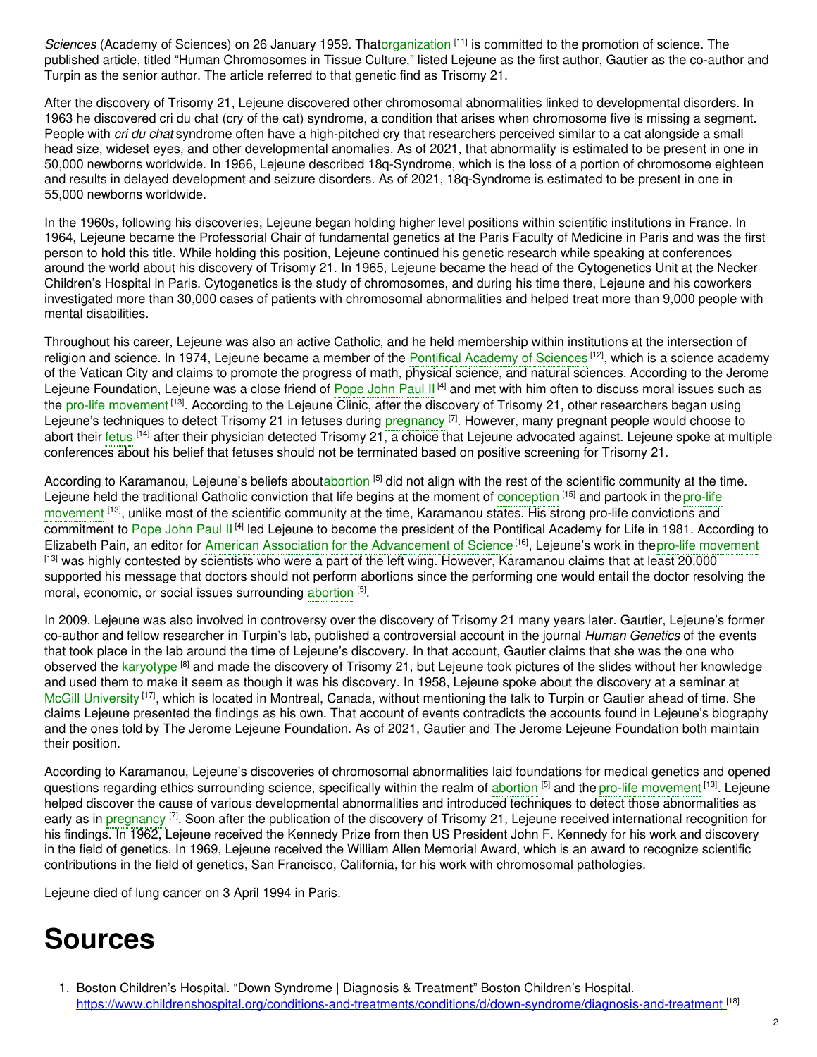*Sciences* (Academy of Sciences) on 26 January 1959. That organization [11] is committed to the promotion of science. The published article, titled "Human Chromosomes in Tissue Culture," listed Lejeune as the first author, Gautier as the co-author and Turpin as the senior author. The article referred to that genetic find as Trisomy 21.

After the discovery of Trisomy 21, Lejeune discovered other chromosomal abnormalities linked to developmental disorders. In 1963 he discovered cri du chat (cry of the cat) syndrome, a condition that arises when chromosome five is missing a segment. People with *cri du chat* syndrome often have a high-pitched cry that researchers perceived similar to a cat alongside a small head size, wideset eyes, and other developmental anomalies. As of 2021, that abnormality is estimated to be present in one in 50,000 newborns worldwide. In 1966, Lejeune described 18q-Syndrome, which is the loss of a portion of chromosome eighteen and results in delayed development and seizure disorders. As of 2021, 18q-Syndrome is estimated to be present in one in 55,000 newborns worldwide.

In the 1960s, following his discoveries, Lejeune began holding higher level positions within scientific institutions in France. In 1964, Lejeune became the Professorial Chair of fundamental genetics at the Paris Faculty of Medicine in Paris and was the first person to hold this title. While holding this position, Lejeune continued his genetic research while speaking at conferences around the world about his discovery of Trisomy 21. In 1965, Lejeune became the head of the Cytogenetics Unit at the Necker Children's Hospital in Paris. Cytogenetics is the study of chromosomes, and during his time there, Lejeune and his coworkers investigated more than 30,000 cases of patients with chromosomal abnormalities and helped treat more than 9,000 people with mental disabilities.

Throughout his career, Lejeune was also an active Catholic, and he held membership within institutions at the intersection of religion and science. In 1974, Lejeune became a member of the Pontifical Academy of Sciences [12], which is a science academy of the Vatican City and claims to promote the progress of math, physical science, and natural sciences. According to the Jerome Lejeune Foundation, Lejeune was a close friend of Pope John Paul II [4] and met with him often to discuss moral issues such as the pro-life movement [13]. According to the Lejeune Clinic, after the discovery of Trisomy 21, other researchers began using Lejeune's techniques to detect Trisomy 21 in fetuses during pregnancy [7]. However, many pregnant people would choose to abort their fetus [14] after their physician detected Trisomy 21, a choice that Lejeune advocated against. Lejeune spoke at multiple conferences about his belief that fetuses should not be terminated based on positive screening for Trisomy 21.

According to Karamanou, Lejeune's beliefs about abortion [5] did not align with the rest of the scientific community at the time. Lejeune held the traditional Catholic conviction that life begins at the moment of conception [15] and partook in the pro-life movement [13], unlike most of the scientific community at the time, Karamanou states. His strong pro-life convictions and commitment to Pope John Paul II [4] led Lejeune to become the president of the Pontifical Academy for Life in 1981. According to Elizabeth Pain, an editor for American Association for the Advancement of Science [16], Lejeune's work in the pro-life movement [13] was highly contested by scientists who were a part of the left wing. However, Karamanou claims that at least 20,000 supported his message that doctors should not perform abortions since the performing one would entail the doctor resolving the moral, economic, or social issues surrounding abortion [5].

In 2009, Lejeune was also involved in controversy over the discovery of Trisomy 21 many years later. Gautier, Lejeune's former co-author and fellow researcher in Turpin's lab, published a controversial account in the journal *Human Genetics* of the events that took place in the lab around the time of Lejeune's discovery. In that account, Gautier claims that she was the one who observed the karyotype [8] and made the discovery of Trisomy 21, but Lejeune took pictures of the slides without her knowledge and used them to make it seem as though it was his discovery. In 1958, Lejeune spoke about the discovery at a seminar at McGill University [17], which is located in Montreal, Canada, without mentioning the talk to Turpin or Gautier ahead of time. She claims Lejeune presented the findings as his own. That account of events contradicts the accounts found in Lejeune's biography and the ones told by The Jerome Lejeune Foundation. As of 2021, Gautier and The Jerome Lejeune Foundation both maintain their position.

According to Karamanou, Lejeune's discoveries of chromosomal abnormalities laid foundations for medical genetics and opened questions regarding ethics surrounding science, specifically within the realm of abortion [5] and the pro-life movement [13]. Lejeune helped discover the cause of various developmental abnormalities and introduced techniques to detect those abnormalities as early as in pregnancy [7]. Soon after the publication of the discovery of Trisomy 21, Lejeune received international recognition for his findings. In 1962, Lejeune received the Kennedy Prize from then US President John F. Kennedy for his work and discovery in the field of genetics. In 1969, Lejeune received the William Allen Memorial Award, which is an award to recognize scientific contributions in the field of genetics, San Francisco, California, for his work with chromosomal pathologies.

Lejeune died of lung cancer on 3 April 1994 in Paris.

# Sources

1. Boston Children's Hospital. "Down Syndrome | Diagnosis & Treatment" Boston Children's Hospital. https://www.childrenshospital.org/conditions-and-treatments/conditions/d/down-syndrome/diagnosis-and-treatment [18]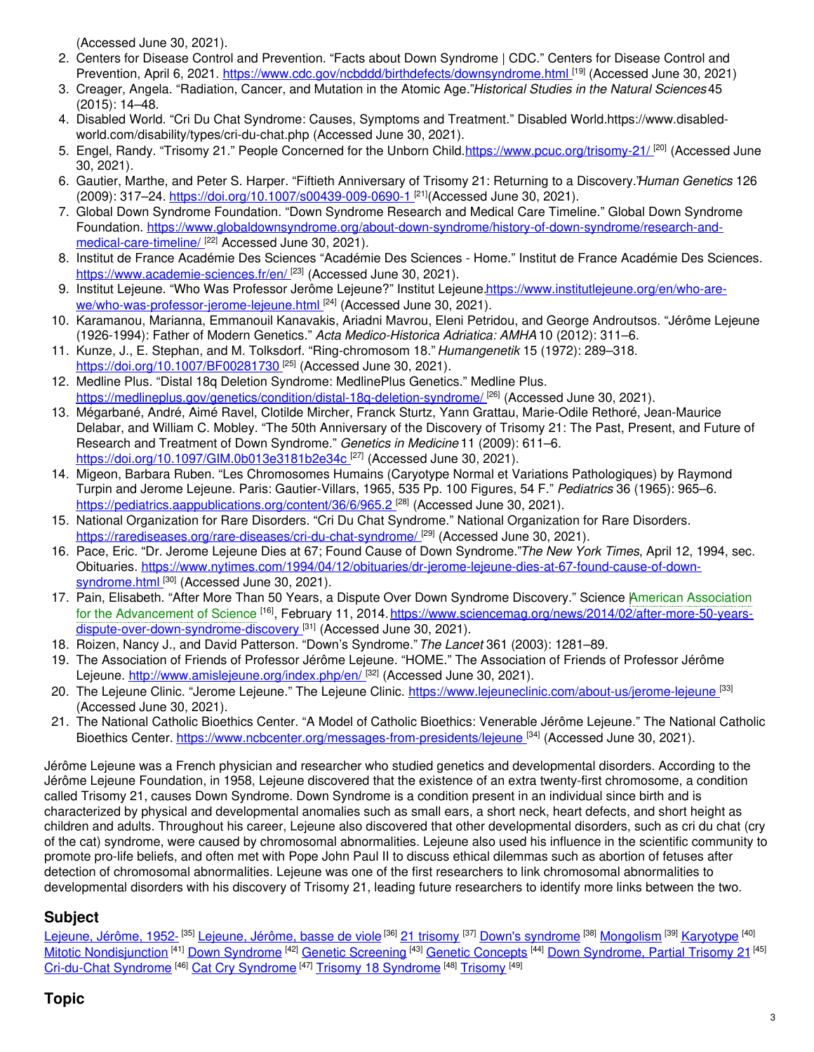(Accessed June 30, 2021).

2. Centers for Disease Control and Prevention. "Facts about Down Syndrome | CDC." Centers for Disease Control and Prevention, April 6, 2021. https://www.cdc.gov/ncbddd/birthdefects/downsyndrome.html [19] (Accessed June 30, 2021)
3. Creager, Angela. "Radiation, Cancer, and Mutation in the Atomic Age."*Historical Studies in the Natural Sciences* 45 (2015): 14–48.
4. Disabled World. "Cri Du Chat Syndrome: Causes, Symptoms and Treatment." Disabled World.https://www.disabled-world.com/disability/types/cri-du-chat.php (Accessed June 30, 2021).
5. Engel, Randy. "Trisomy 21." People Concerned for the Unborn Child.https://www.pcuc.org/trisomy-21/ [20] (Accessed June 30, 2021).
6. Gautier, Marthe, and Peter S. Harper. "Fiftieth Anniversary of Trisomy 21: Returning to a Discovery."*Human Genetics* 126 (2009): 317–24. https://doi.org/10.1007/s00439-009-0690-1 [21](Accessed June 30, 2021).
7. Global Down Syndrome Foundation. "Down Syndrome Research and Medical Care Timeline." Global Down Syndrome Foundation. https://www.globaldownsyndrome.org/about-down-syndrome/history-of-down-syndrome/research-and-medical-care-timeline/ [22] Accessed June 30, 2021).
8. Institut de France Académie Des Sciences "Académie Des Sciences - Home." Institut de France Académie Des Sciences. https://www.academie-sciences.fr/en/ [23] (Accessed June 30, 2021).
9. Institut Lejeune. "Who Was Professor Jerôme Lejeune?" Institut Lejeune.https://www.institutlejeune.org/en/who-are-we/who-was-professor-jerome-lejeune.html [24] (Accessed June 30, 2021).
10. Karamanou, Marianna, Emmanouil Kanavakis, Ariadni Mavrou, Eleni Petridou, and George Androutsos. "Jérôme Lejeune (1926-1994): Father of Modern Genetics." *Acta Medico-Historica Adriatica: AMHA* 10 (2012): 311–6.
11. Kunze, J., E. Stephan, and M. Tolksdorf. "Ring-chromosom 18." *Humangenetik* 15 (1972): 289–318. https://doi.org/10.1007/BF00281730 [25] (Accessed June 30, 2021).
12. Medline Plus. "Distal 18q Deletion Syndrome: MedlinePlus Genetics." Medline Plus. https://medlineplus.gov/genetics/condition/distal-18q-deletion-syndrome/ [26] (Accessed June 30, 2021).
13. Mégarbané, André, Aimé Ravel, Clotilde Mircher, Franck Sturtz, Yann Grattau, Marie-Odile Rethoré, Jean-Maurice Delabar, and William C. Mobley. "The 50th Anniversary of the Discovery of Trisomy 21: The Past, Present, and Future of Research and Treatment of Down Syndrome." *Genetics in Medicine* 11 (2009): 611–6. https://doi.org/10.1097/GIM.0b013e3181b2e34c [27] (Accessed June 30, 2021).
14. Migeon, Barbara Ruben. "Les Chromosomes Humains (Caryotype Normal et Variations Pathologiques) by Raymond Turpin and Jerome Lejeune. Paris: Gautier-Villars, 1965, 535 Pp. 100 Figures, 54 F." *Pediatrics* 36 (1965): 965–6. https://pediatrics.aappublications.org/content/36/6/965.2 [28] (Accessed June 30, 2021).
15. National Organization for Rare Disorders. "Cri Du Chat Syndrome." National Organization for Rare Disorders. https://rarediseases.org/rare-diseases/cri-du-chat-syndrome/ [29] (Accessed June 30, 2021).
16. Pace, Eric. "Dr. Jerome Lejeune Dies at 67; Found Cause of Down Syndrome."*The New York Times*, April 12, 1994, sec. Obituaries. https://www.nytimes.com/1994/04/12/obituaries/dr-jerome-lejeune-dies-at-67-found-cause-of-down-syndrome.html [30] (Accessed June 30, 2021).
17. Pain, Elisabeth. "After More Than 50 Years, a Dispute Over Down Syndrome Discovery." Science |American Association for the Advancement of Science [16], February 11, 2014. https://www.sciencemag.org/news/2014/02/after-more-50-years-dispute-over-down-syndrome-discovery [31] (Accessed June 30, 2021).
18. Roizen, Nancy J., and David Patterson. "Down's Syndrome." *The Lancet* 361 (2003): 1281–89.
19. The Association of Friends of Professor Jérôme Lejeune. "HOME." The Association of Friends of Professor Jérôme Lejeune. http://www.amislejeune.org/index.php/en/ [32] (Accessed June 30, 2021).
20. The Lejeune Clinic. "Jerome Lejeune." The Lejeune Clinic. https://www.lejeuneclinic.com/about-us/jerome-lejeune [33] (Accessed June 30, 2021).
21. The National Catholic Bioethics Center. "A Model of Catholic Bioethics: Venerable Jérôme Lejeune." The National Catholic Bioethics Center. https://www.ncbcenter.org/messages-from-presidents/lejeune [34] (Accessed June 30, 2021).

Jérôme Lejeune was a French physician and researcher who studied genetics and developmental disorders. According to the Jérôme Lejeune Foundation, in 1958, Lejeune discovered that the existence of an extra twenty-first chromosome, a condition called Trisomy 21, causes Down Syndrome. Down Syndrome is a condition present in an individual since birth and is characterized by physical and developmental anomalies such as small ears, a short neck, heart defects, and short height as children and adults. Throughout his career, Lejeune also discovered that other developmental disorders, such as cri du chat (cry of the cat) syndrome, were caused by chromosomal abnormalities. Lejeune also used his influence in the scientific community to promote pro-life beliefs, and often met with Pope John Paul II to discuss ethical dilemmas such as abortion of fetuses after detection of chromosomal abnormalities. Lejeune was one of the first researchers to link chromosomal abnormalities to developmental disorders with his discovery of Trisomy 21, leading future researchers to identify more links between the two.

## Subject

Lejeune, Jérôme, 1952- [35] Lejeune, Jérôme, basse de viole [36] 21 trisomy [37] Down's syndrome [38] Mongolism [39] Karyotype [40] Mitotic Nondisjunction [41] Down Syndrome [42] Genetic Screening [43] Genetic Concepts [44] Down Syndrome, Partial Trisomy 21 [45] Cri-du-Chat Syndrome [46] Cat Cry Syndrome [47] Trisomy 18 Syndrome [48] Trisomy [49]

## Topic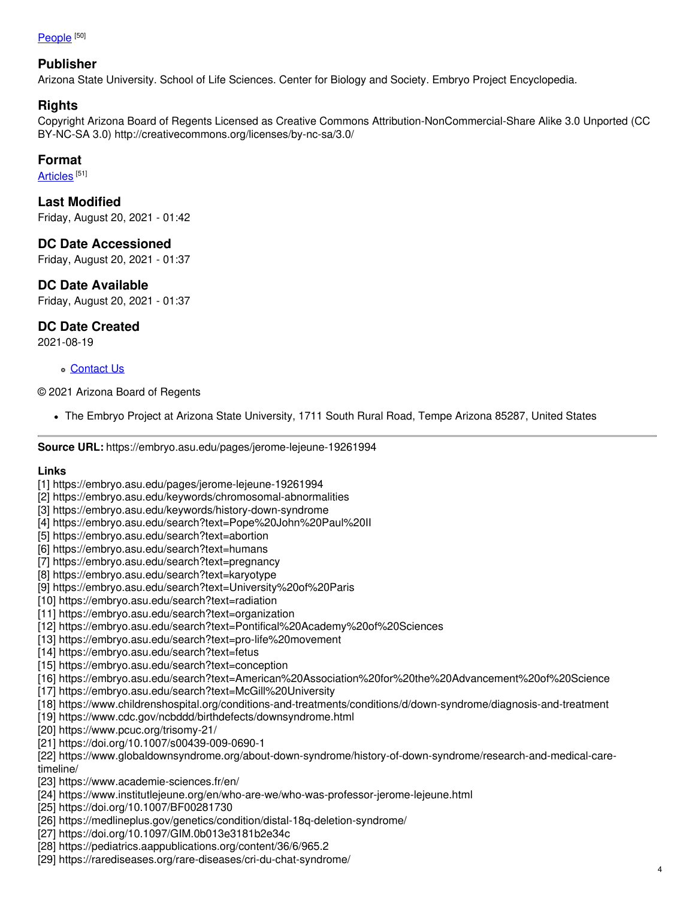[People](#) [50]

## Publisher

Arizona State University. School of Life Sciences. Center for Biology and Society. Embryo Project Encyclopedia.

## Rights

Copyright Arizona Board of Regents Licensed as Creative Commons Attribution-NonCommercial-Share Alike 3.0 Unported (CC BY-NC-SA 3.0) http://creativecommons.org/licenses/by-nc-sa/3.0/

## Format

[Articles](#) [51]

## Last Modified

Friday, August 20, 2021 - 01:42

## DC Date Accessioned

Friday, August 20, 2021 - 01:37

## DC Date Available

Friday, August 20, 2021 - 01:37

## DC Date Created

2021-08-19

- [Contact Us](#)

© 2021 Arizona Board of Regents

- The Embryo Project at Arizona State University, 1711 South Rural Road, Tempe Arizona 85287, United States

---

**Source URL:** https://embryo.asu.edu/pages/jerome-lejeune-19261994

**Links**

[1] https://embryo.asu.edu/pages/jerome-lejeune-19261994
[2] https://embryo.asu.edu/keywords/chromosomal-abnormalities
[3] https://embryo.asu.edu/keywords/history-down-syndrome
[4] https://embryo.asu.edu/search?text=Pope%20John%20Paul%20II
[5] https://embryo.asu.edu/search?text=abortion
[6] https://embryo.asu.edu/search?text=humans
[7] https://embryo.asu.edu/search?text=pregnancy
[8] https://embryo.asu.edu/search?text=karyotype
[9] https://embryo.asu.edu/search?text=University%20of%20Paris
[10] https://embryo.asu.edu/search?text=radiation
[11] https://embryo.asu.edu/search?text=organization
[12] https://embryo.asu.edu/search?text=Pontifical%20Academy%20of%20Sciences
[13] https://embryo.asu.edu/search?text=pro-life%20movement
[14] https://embryo.asu.edu/search?text=fetus
[15] https://embryo.asu.edu/search?text=conception
[16] https://embryo.asu.edu/search?text=American%20Association%20for%20the%20Advancement%20of%20Science
[17] https://embryo.asu.edu/search?text=McGill%20University
[18] https://www.childrenshospital.org/conditions-and-treatments/conditions/d/down-syndrome/diagnosis-and-treatment
[19] https://www.cdc.gov/ncbddd/birthdefects/downsyndrome.html
[20] https://www.pcuc.org/trisomy-21/
[21] https://doi.org/10.1007/s00439-009-0690-1
[22] https://www.globaldownsyndrome.org/about-down-syndrome/history-of-down-syndrome/research-and-medical-care-timeline/
[23] https://www.academie-sciences.fr/en/
[24] https://www.institutlejeune.org/en/who-are-we/who-was-professor-jerome-lejeune.html
[25] https://doi.org/10.1007/BF00281730
[26] https://medlineplus.gov/genetics/condition/distal-18q-deletion-syndrome/
[27] https://doi.org/10.1097/GIM.0b013e3181b2e34c
[28] https://pediatrics.aappublications.org/content/36/6/965.2
[29] https://rarediseases.org/rare-diseases/cri-du-chat-syndrome/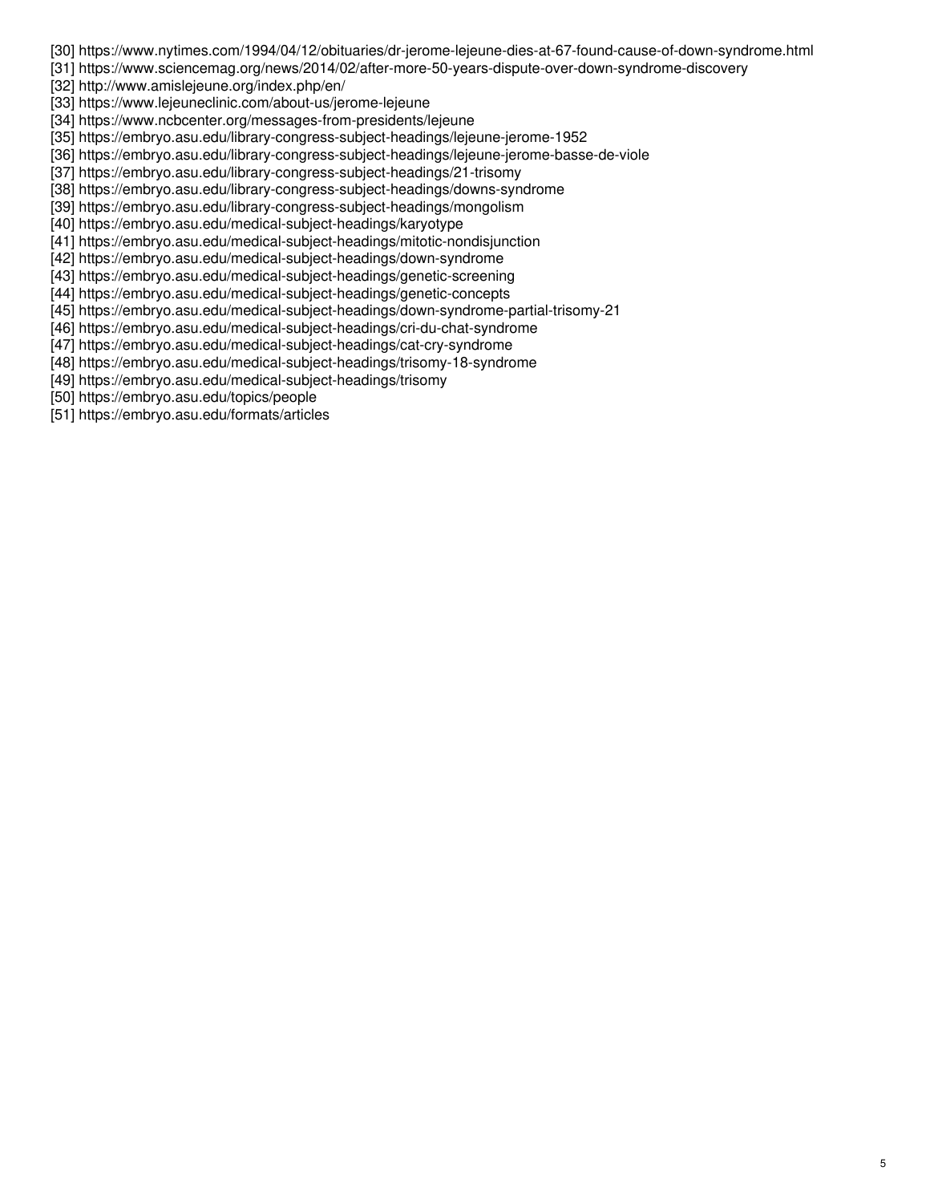[30] https://www.nytimes.com/1994/04/12/obituaries/dr-jerome-lejeune-dies-at-67-found-cause-of-down-syndrome.html
[31] https://www.sciencemag.org/news/2014/02/after-more-50-years-dispute-over-down-syndrome-discovery
[32] http://www.amislejeune.org/index.php/en/
[33] https://www.lejeuneclinic.com/about-us/jerome-lejeune
[34] https://www.ncbcenter.org/messages-from-presidents/lejeune
[35] https://embryo.asu.edu/library-congress-subject-headings/lejeune-jerome-1952
[36] https://embryo.asu.edu/library-congress-subject-headings/lejeune-jerome-basse-de-viole
[37] https://embryo.asu.edu/library-congress-subject-headings/21-trisomy
[38] https://embryo.asu.edu/library-congress-subject-headings/downs-syndrome
[39] https://embryo.asu.edu/library-congress-subject-headings/mongolism
[40] https://embryo.asu.edu/medical-subject-headings/karyotype
[41] https://embryo.asu.edu/medical-subject-headings/mitotic-nondisjunction
[42] https://embryo.asu.edu/medical-subject-headings/down-syndrome
[43] https://embryo.asu.edu/medical-subject-headings/genetic-screening
[44] https://embryo.asu.edu/medical-subject-headings/genetic-concepts
[45] https://embryo.asu.edu/medical-subject-headings/down-syndrome-partial-trisomy-21
[46] https://embryo.asu.edu/medical-subject-headings/cri-du-chat-syndrome
[47] https://embryo.asu.edu/medical-subject-headings/cat-cry-syndrome
[48] https://embryo.asu.edu/medical-subject-headings/trisomy-18-syndrome
[49] https://embryo.asu.edu/medical-subject-headings/trisomy
[50] https://embryo.asu.edu/topics/people
[51] https://embryo.asu.edu/formats/articles